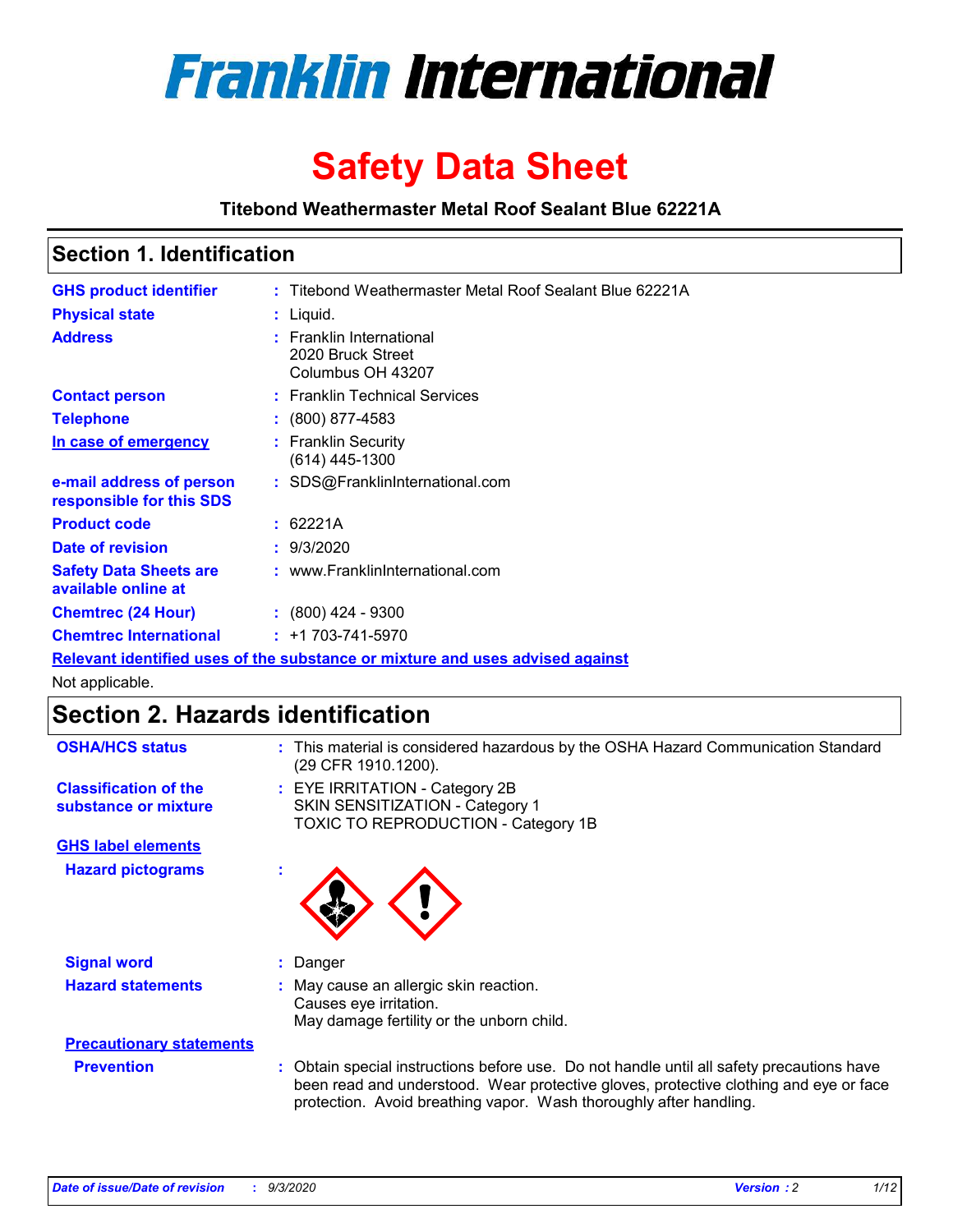# Franklin International

# Safety Data Sheet

**Titebond Weathermaster Metal Roof Sealant Blue 62221A**

## Section 1. Identification

| | | |
|---|---|---|
| **GHS product identifier** | : | Titebond Weathermaster Metal Roof Sealant Blue 62221A |
| **Physical state** | : | Liquid. |
| **Address** | : | Franklin International<br>2020 Bruck Street<br>Columbus OH 43207 |
| **Contact person** | : | Franklin Technical Services |
| **Telephone** | : | (800) 877-4583 |
| **In case of emergency** | : | Franklin Security<br>(614) 445-1300 |
| **e-mail address of person responsible for this SDS** | : | SDS@FranklinInternational.com |
| **Product code** | : | 62221A |
| **Date of revision** | : | 9/3/2020 |
| **Safety Data Sheets are available online at** | : | www.FranklinInternational.com |
| **Chemtrec (24 Hour)** | : | (800) 424 - 9300 |
| **Chemtrec International** | : | +1 703-741-5970 |

**Relevant identified uses of the substance or mixture and uses advised against**

Not applicable.

## Section 2. Hazards identification

| | | |
|---|---|---|
| **OSHA/HCS status** | : | This material is considered hazardous by the OSHA Hazard Communication Standard (29 CFR 1910.1200). |
| **Classification of the substance or mixture** | : | EYE IRRITATION - Category 2B<br>SKIN SENSITIZATION - Category 1<br>TOXIC TO REPRODUCTION - Category 1B |

**GHS label elements**

| | | |
|---|---|---|
| **Hazard pictograms** | : | |
| **Signal word** | : | Danger |
| **Hazard statements** | : | May cause an allergic skin reaction.<br>Causes eye irritation.<br>May damage fertility or the unborn child. |

**Precautionary statements**

| | | |
|---|---|---|
| **Prevention** | : | Obtain special instructions before use. Do not handle until all safety precautions have been read and understood. Wear protective gloves, protective clothing and eye or face protection. Avoid breathing vapor. Wash thoroughly after handling. |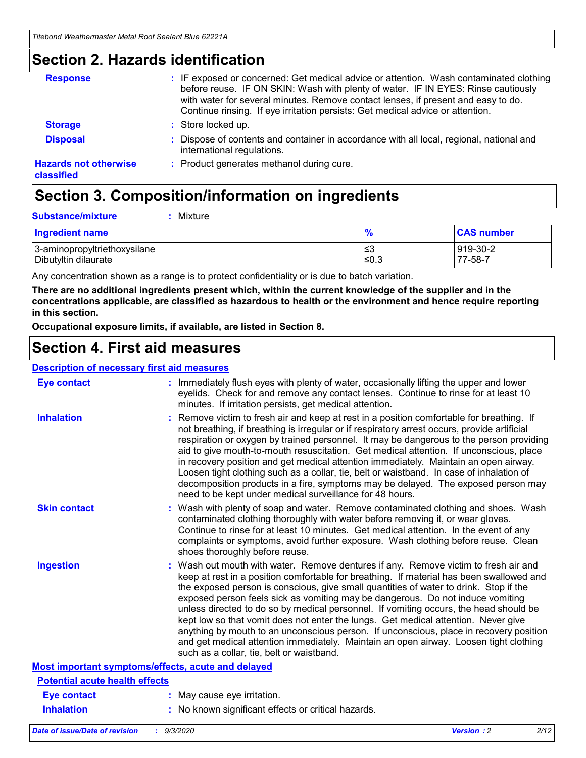## Section 2. Hazards identification

**Response** : IF exposed or concerned: Get medical advice or attention. Wash contaminated clothing before reuse. IF ON SKIN: Wash with plenty of water. IF IN EYES: Rinse cautiously with water for several minutes. Remove contact lenses, if present and easy to do. Continue rinsing. If eye irritation persists: Get medical advice or attention.

**Storage** : Store locked up.

**Disposal** : Dispose of contents and container in accordance with all local, regional, national and international regulations.

**Hazards not otherwise classified** : Product generates methanol during cure.

## Section 3. Composition/information on ingredients

**Substance/mixture** : Mixture

| Ingredient name | % | CAS number |
|---|---|---|
| 3-aminopropyltriethoxysilane | ≤3 | 919-30-2 |
| Dibutyltin dilaurate | ≤0.3 | 77-58-7 |

Any concentration shown as a range is to protect confidentiality or is due to batch variation.

**There are no additional ingredients present which, within the current knowledge of the supplier and in the concentrations applicable, are classified as hazardous to health or the environment and hence require reporting in this section.**

**Occupational exposure limits, if available, are listed in Section 8.**

## Section 4. First aid measures

### Description of necessary first aid measures

**Eye contact** : Immediately flush eyes with plenty of water, occasionally lifting the upper and lower eyelids. Check for and remove any contact lenses. Continue to rinse for at least 10 minutes. If irritation persists, get medical attention.

**Inhalation** : Remove victim to fresh air and keep at rest in a position comfortable for breathing. If not breathing, if breathing is irregular or if respiratory arrest occurs, provide artificial respiration or oxygen by trained personnel. It may be dangerous to the person providing aid to give mouth-to-mouth resuscitation. Get medical attention. If unconscious, place in recovery position and get medical attention immediately. Maintain an open airway. Loosen tight clothing such as a collar, tie, belt or waistband. In case of inhalation of decomposition products in a fire, symptoms may be delayed. The exposed person may need to be kept under medical surveillance for 48 hours.

**Skin contact** : Wash with plenty of soap and water. Remove contaminated clothing and shoes. Wash contaminated clothing thoroughly with water before removing it, or wear gloves. Continue to rinse for at least 10 minutes. Get medical attention. In the event of any complaints or symptoms, avoid further exposure. Wash clothing before reuse. Clean shoes thoroughly before reuse.

**Ingestion** : Wash out mouth with water. Remove dentures if any. Remove victim to fresh air and keep at rest in a position comfortable for breathing. If material has been swallowed and the exposed person is conscious, give small quantities of water to drink. Stop if the exposed person feels sick as vomiting may be dangerous. Do not induce vomiting unless directed to do so by medical personnel. If vomiting occurs, the head should be kept low so that vomit does not enter the lungs. Get medical attention. Never give anything by mouth to an unconscious person. If unconscious, place in recovery position and get medical attention immediately. Maintain an open airway. Loosen tight clothing such as a collar, tie, belt or waistband.

### Most important symptoms/effects, acute and delayed

#### Potential acute health effects

**Eye contact** : May cause eye irritation.

**Inhalation** : No known significant effects or critical hazards.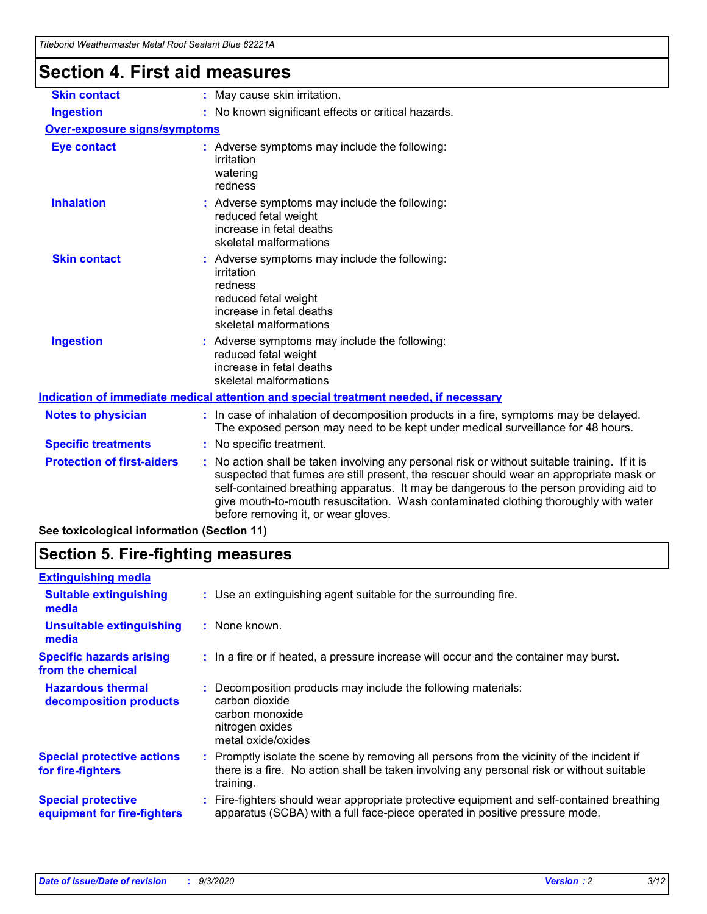## Section 4. First aid measures

| | |
|---|---|
| **Skin contact** | : May cause skin irritation. |
| **Ingestion** | : No known significant effects or critical hazards. |

**Over-exposure signs/symptoms**

| | |
|---|---|
| **Eye contact** | : Adverse symptoms may include the following:<br>irritation<br>watering<br>redness |
| **Inhalation** | : Adverse symptoms may include the following:<br>reduced fetal weight<br>increase in fetal deaths<br>skeletal malformations |
| **Skin contact** | : Adverse symptoms may include the following:<br>irritation<br>redness<br>reduced fetal weight<br>increase in fetal deaths<br>skeletal malformations |
| **Ingestion** | : Adverse symptoms may include the following:<br>reduced fetal weight<br>increase in fetal deaths<br>skeletal malformations |

**Indication of immediate medical attention and special treatment needed, if necessary**

| | |
|---|---|
| **Notes to physician** | : In case of inhalation of decomposition products in a fire, symptoms may be delayed. The exposed person may need to be kept under medical surveillance for 48 hours. |
| **Specific treatments** | : No specific treatment. |
| **Protection of first-aiders** | : No action shall be taken involving any personal risk or without suitable training. If it is suspected that fumes are still present, the rescuer should wear an appropriate mask or self-contained breathing apparatus. It may be dangerous to the person providing aid to give mouth-to-mouth resuscitation. Wash contaminated clothing thoroughly with water before removing it, or wear gloves. |

**See toxicological information (Section 11)**

## Section 5. Fire-fighting measures

**Extinguishing media**

| | |
|---|---|
| **Suitable extinguishing media** | : Use an extinguishing agent suitable for the surrounding fire. |
| **Unsuitable extinguishing media** | : None known. |
| **Specific hazards arising from the chemical** | : In a fire or if heated, a pressure increase will occur and the container may burst. |
| **Hazardous thermal decomposition products** | : Decomposition products may include the following materials:<br>carbon dioxide<br>carbon monoxide<br>nitrogen oxides<br>metal oxide/oxides |
| **Special protective actions for fire-fighters** | : Promptly isolate the scene by removing all persons from the vicinity of the incident if there is a fire. No action shall be taken involving any personal risk or without suitable training. |
| **Special protective equipment for fire-fighters** | : Fire-fighters should wear appropriate protective equipment and self-contained breathing apparatus (SCBA) with a full face-piece operated in positive pressure mode. |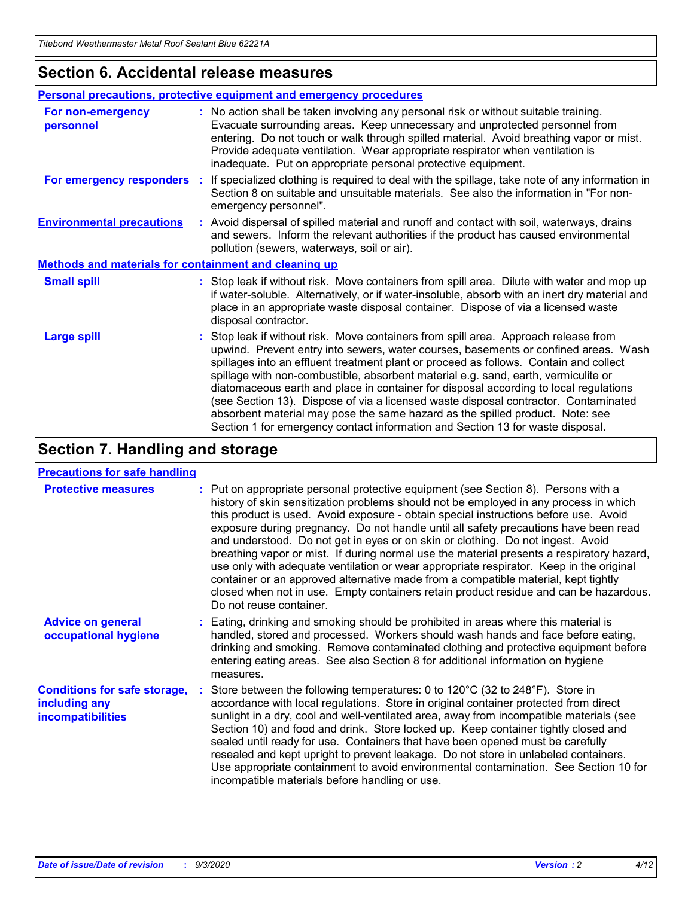## Section 6. Accidental release measures

### Personal precautions, protective equipment and emergency procedures

**For non-emergency personnel** : No action shall be taken involving any personal risk or without suitable training. Evacuate surrounding areas. Keep unnecessary and unprotected personnel from entering. Do not touch or walk through spilled material. Avoid breathing vapor or mist. Provide adequate ventilation. Wear appropriate respirator when ventilation is inadequate. Put on appropriate personal protective equipment.

**For emergency responders** : If specialized clothing is required to deal with the spillage, take note of any information in Section 8 on suitable and unsuitable materials. See also the information in "For non-emergency personnel".

**Environmental precautions** : Avoid dispersal of spilled material and runoff and contact with soil, waterways, drains and sewers. Inform the relevant authorities if the product has caused environmental pollution (sewers, waterways, soil or air).

### Methods and materials for containment and cleaning up

**Small spill** : Stop leak if without risk. Move containers from spill area. Dilute with water and mop up if water-soluble. Alternatively, or if water-insoluble, absorb with an inert dry material and place in an appropriate waste disposal container. Dispose of via a licensed waste disposal contractor.

**Large spill** : Stop leak if without risk. Move containers from spill area. Approach release from upwind. Prevent entry into sewers, water courses, basements or confined areas. Wash spillages into an effluent treatment plant or proceed as follows. Contain and collect spillage with non-combustible, absorbent material e.g. sand, earth, vermiculite or diatomaceous earth and place in container for disposal according to local regulations (see Section 13). Dispose of via a licensed waste disposal contractor. Contaminated absorbent material may pose the same hazard as the spilled product. Note: see Section 1 for emergency contact information and Section 13 for waste disposal.

## Section 7. Handling and storage

### Precautions for safe handling

**Protective measures** : Put on appropriate personal protective equipment (see Section 8). Persons with a history of skin sensitization problems should not be employed in any process in which this product is used. Avoid exposure - obtain special instructions before use. Avoid exposure during pregnancy. Do not handle until all safety precautions have been read and understood. Do not get in eyes or on skin or clothing. Do not ingest. Avoid breathing vapor or mist. If during normal use the material presents a respiratory hazard, use only with adequate ventilation or wear appropriate respirator. Keep in the original container or an approved alternative made from a compatible material, kept tightly closed when not in use. Empty containers retain product residue and can be hazardous. Do not reuse container.

**Advice on general occupational hygiene** : Eating, drinking and smoking should be prohibited in areas where this material is handled, stored and processed. Workers should wash hands and face before eating, drinking and smoking. Remove contaminated clothing and protective equipment before entering eating areas. See also Section 8 for additional information on hygiene measures.

**Conditions for safe storage, including any incompatibilities** : Store between the following temperatures: 0 to 120°C (32 to 248°F). Store in accordance with local regulations. Store in original container protected from direct sunlight in a dry, cool and well-ventilated area, away from incompatible materials (see Section 10) and food and drink. Store locked up. Keep container tightly closed and sealed until ready for use. Containers that have been opened must be carefully resealed and kept upright to prevent leakage. Do not store in unlabeled containers. Use appropriate containment to avoid environmental contamination. See Section 10 for incompatible materials before handling or use.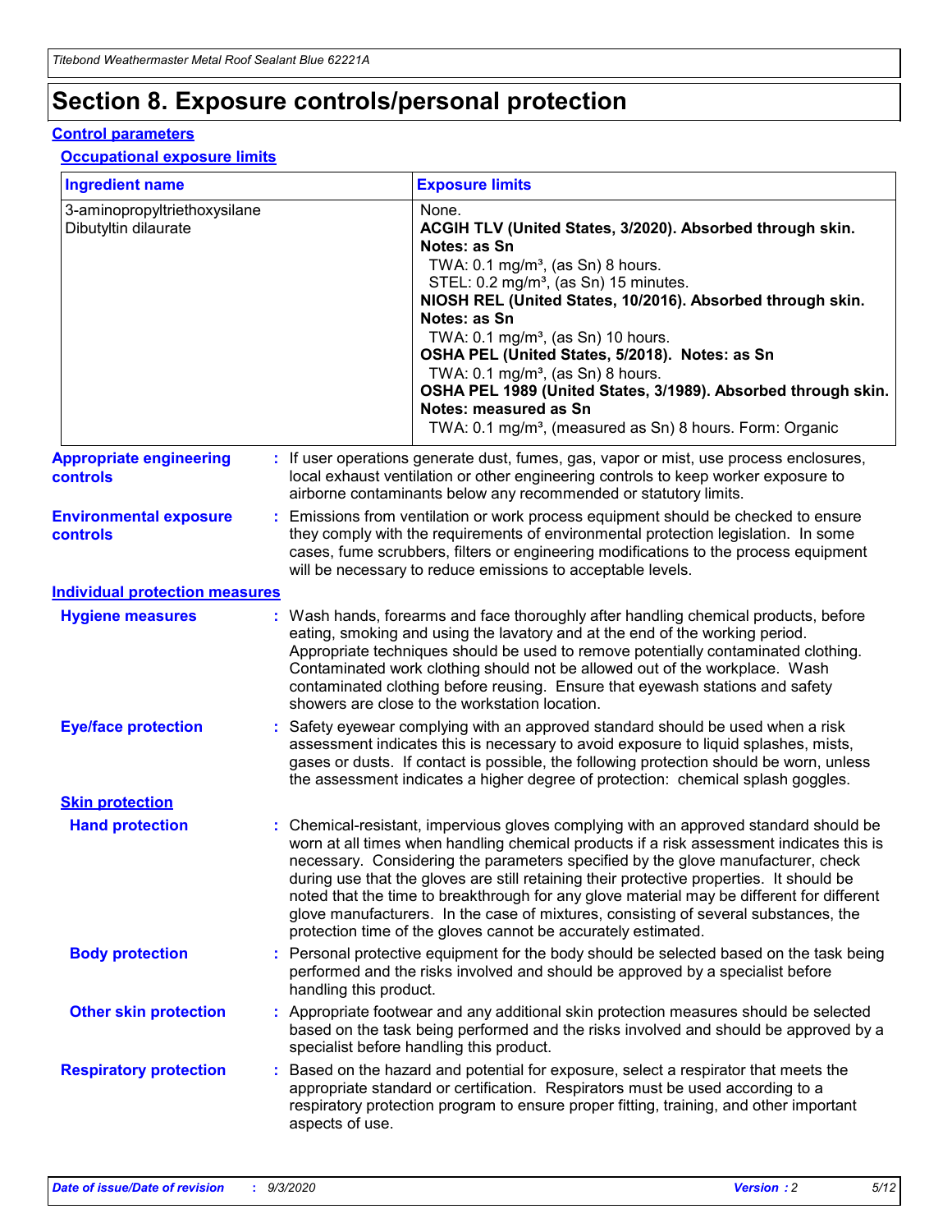# Section 8. Exposure controls/personal protection

## Control parameters

### Occupational exposure limits

| Ingredient name | Exposure limits |
|---|---|
| 3-aminopropyltriethoxysilane | None. |
| Dibutyltin dilaurate | **ACGIH TLV (United States, 3/2020). Absorbed through skin. Notes: as Sn**<br>TWA: 0.1 mg/m³, (as Sn) 8 hours.<br>STEL: 0.2 mg/m³, (as Sn) 15 minutes.<br>**NIOSH REL (United States, 10/2016). Absorbed through skin. Notes: as Sn**<br>TWA: 0.1 mg/m³, (as Sn) 10 hours.<br>**OSHA PEL (United States, 5/2018). Notes: as Sn**<br>TWA: 0.1 mg/m³, (as Sn) 8 hours.<br>**OSHA PEL 1989 (United States, 3/1989). Absorbed through skin. Notes: measured as Sn**<br>TWA: 0.1 mg/m³, (measured as Sn) 8 hours. Form: Organic |

**Appropriate engineering controls** : If user operations generate dust, fumes, gas, vapor or mist, use process enclosures, local exhaust ventilation or other engineering controls to keep worker exposure to airborne contaminants below any recommended or statutory limits.

**Environmental exposure controls** : Emissions from ventilation or work process equipment should be checked to ensure they comply with the requirements of environmental protection legislation. In some cases, fume scrubbers, filters or engineering modifications to the process equipment will be necessary to reduce emissions to acceptable levels.

## Individual protection measures

**Hygiene measures** : Wash hands, forearms and face thoroughly after handling chemical products, before eating, smoking and using the lavatory and at the end of the working period. Appropriate techniques should be used to remove potentially contaminated clothing. Contaminated work clothing should not be allowed out of the workplace. Wash contaminated clothing before reusing. Ensure that eyewash stations and safety showers are close to the workstation location.

**Eye/face protection** : Safety eyewear complying with an approved standard should be used when a risk assessment indicates this is necessary to avoid exposure to liquid splashes, mists, gases or dusts. If contact is possible, the following protection should be worn, unless the assessment indicates a higher degree of protection: chemical splash goggles.

### Skin protection

**Hand protection** : Chemical-resistant, impervious gloves complying with an approved standard should be worn at all times when handling chemical products if a risk assessment indicates this is necessary. Considering the parameters specified by the glove manufacturer, check during use that the gloves are still retaining their protective properties. It should be noted that the time to breakthrough for any glove material may be different for different glove manufacturers. In the case of mixtures, consisting of several substances, the protection time of the gloves cannot be accurately estimated.

**Body protection** : Personal protective equipment for the body should be selected based on the task being performed and the risks involved and should be approved by a specialist before handling this product.

**Other skin protection** : Appropriate footwear and any additional skin protection measures should be selected based on the task being performed and the risks involved and should be approved by a specialist before handling this product.

**Respiratory protection** : Based on the hazard and potential for exposure, select a respirator that meets the appropriate standard or certification. Respirators must be used according to a respiratory protection program to ensure proper fitting, training, and other important aspects of use.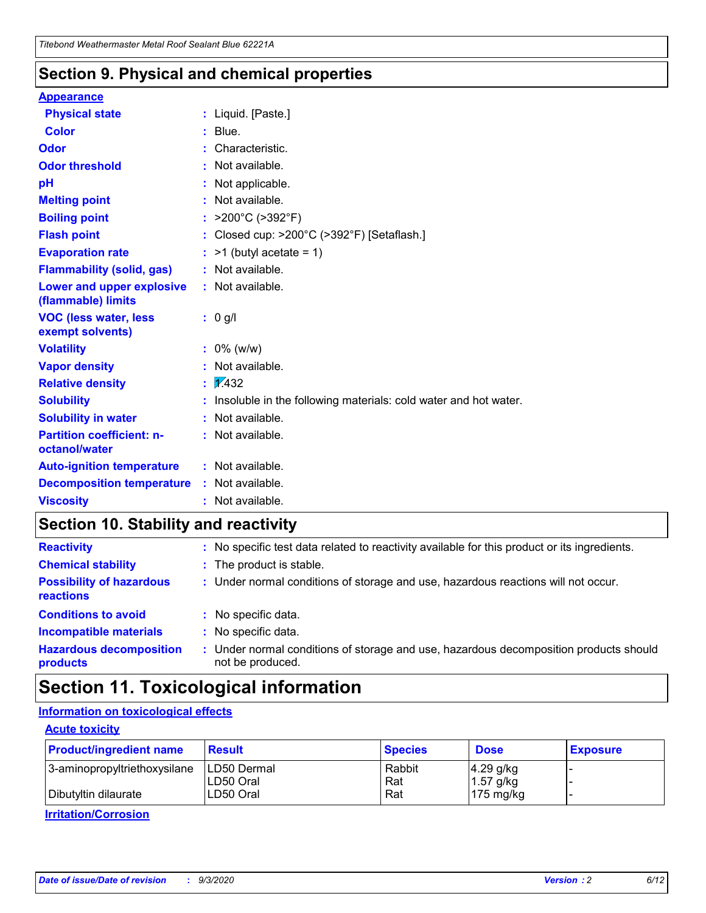## Section 9. Physical and chemical properties

**Appearance**

| | | |
|---|---|---|
| **Physical state** | : | Liquid. [Paste.] |
| **Color** | : | Blue. |
| **Odor** | : | Characteristic. |
| **Odor threshold** | : | Not available. |
| **pH** | : | Not applicable. |
| **Melting point** | : | Not available. |
| **Boiling point** | : | >200°C (>392°F) |
| **Flash point** | : | Closed cup: >200°C (>392°F) [Setaflash.] |
| **Evaporation rate** | : | >1 (butyl acetate = 1) |
| **Flammability (solid, gas)** | : | Not available. |
| **Lower and upper explosive (flammable) limits** | : | Not available. |
| **VOC (less water, less exempt solvents)** | : | 0 g/l |
| **Volatility** | : | 0% (w/w) |
| **Vapor density** | : | Not available. |
| **Relative density** | : | 1.432 |
| **Solubility** | : | Insoluble in the following materials: cold water and hot water. |
| **Solubility in water** | : | Not available. |
| **Partition coefficient: n-octanol/water** | : | Not available. |
| **Auto-ignition temperature** | : | Not available. |
| **Decomposition temperature** | : | Not available. |
| **Viscosity** | : | Not available. |

## Section 10. Stability and reactivity

| | | |
|---|---|---|
| **Reactivity** | : | No specific test data related to reactivity available for this product or its ingredients. |
| **Chemical stability** | : | The product is stable. |
| **Possibility of hazardous reactions** | : | Under normal conditions of storage and use, hazardous reactions will not occur. |
| **Conditions to avoid** | : | No specific data. |
| **Incompatible materials** | : | No specific data. |
| **Hazardous decomposition products** | : | Under normal conditions of storage and use, hazardous decomposition products should not be produced. |

## Section 11. Toxicological information

**Information on toxicological effects**

**Acute toxicity**

| Product/ingredient name | Result | Species | Dose | Exposure |
|---|---|---|---|---|
| 3-aminopropyltriethoxysilane | LD50 Dermal | Rabbit | 4.29 g/kg | - |
| | LD50 Oral | Rat | 1.57 g/kg | - |
| Dibutyltin dilaurate | LD50 Oral | Rat | 175 mg/kg | - |

**Irritation/Corrosion**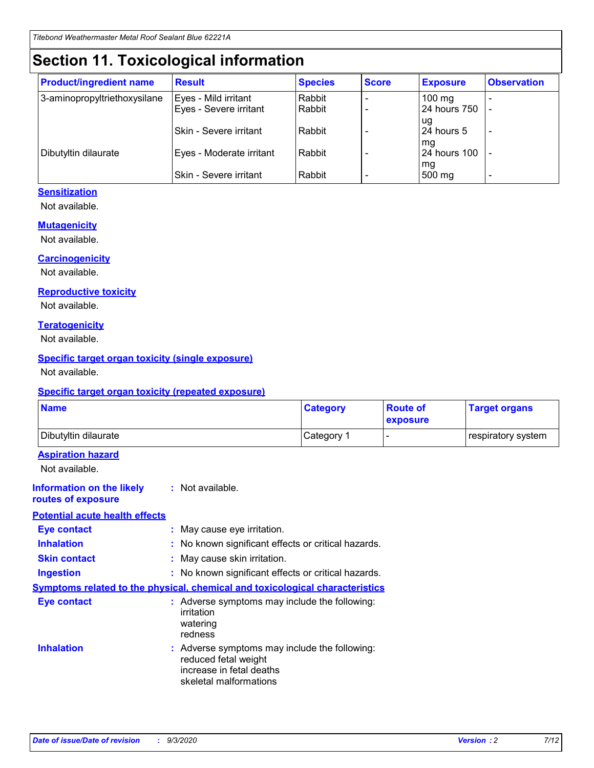# Section 11. Toxicological information

| Product/ingredient name | Result | Species | Score | Exposure | Observation |
| --- | --- | --- | --- | --- | --- |
| 3-aminopropyltriethoxysilane | Eyes - Mild irritant | Rabbit | - | 100 mg | - |
| | Eyes - Severe irritant | Rabbit | - | 24 hours 750 ug | - |
| | Skin - Severe irritant | Rabbit | - | 24 hours 5 mg | - |
| Dibutyltin dilaurate | Eyes - Moderate irritant | Rabbit | - | 24 hours 100 mg | - |
| | Skin - Severe irritant | Rabbit | - | 500 mg | - |

### Sensitization

Not available.

### Mutagenicity

Not available.

### Carcinogenicity

Not available.

### Reproductive toxicity

Not available.

### Teratogenicity

Not available.

### Specific target organ toxicity (single exposure)

Not available.

### Specific target organ toxicity (repeated exposure)

| Name | Category | Route of exposure | Target organs |
| --- | --- | --- | --- |
| Dibutyltin dilaurate | Category 1 | - | respiratory system |

### Aspiration hazard

Not available.

**Information on the likely routes of exposure** : Not available.

### Potential acute health effects

**Eye contact** : May cause eye irritation.

**Inhalation** : No known significant effects or critical hazards.

**Skin contact** : May cause skin irritation.

**Ingestion** : No known significant effects or critical hazards.

### Symptoms related to the physical, chemical and toxicological characteristics

**Eye contact** : Adverse symptoms may include the following:
irritation
watering
redness

**Inhalation** : Adverse symptoms may include the following:
reduced fetal weight
increase in fetal deaths
skeletal malformations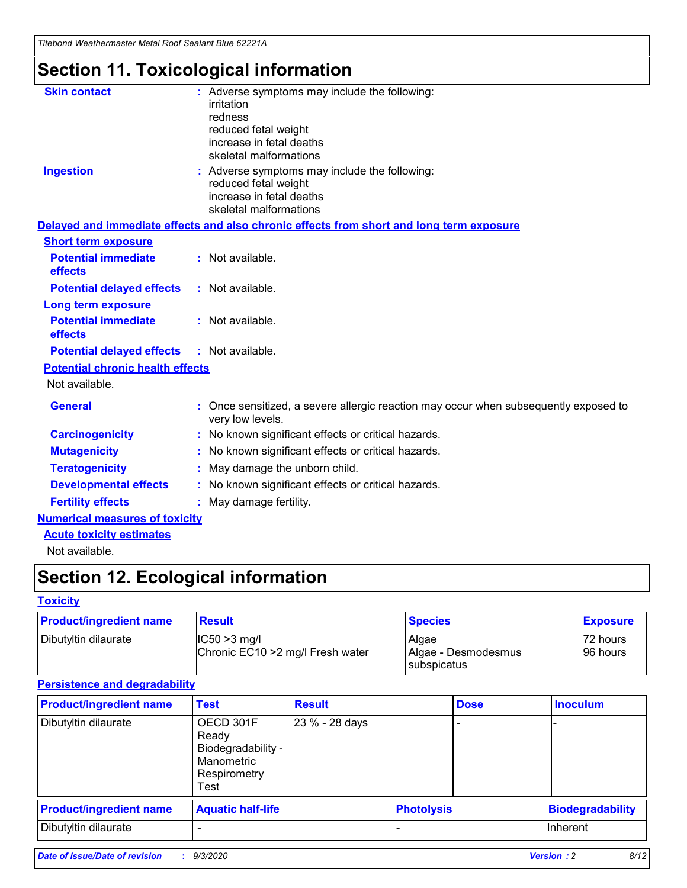# Section 11. Toxicological information

**Skin contact** : Adverse symptoms may include the following:
irritation
redness
reduced fetal weight
increase in fetal deaths
skeletal malformations

**Ingestion** : Adverse symptoms may include the following:
reduced fetal weight
increase in fetal deaths
skeletal malformations

**Delayed and immediate effects and also chronic effects from short and long term exposure**

**Short term exposure**

**Potential immediate effects** : Not available.

**Potential delayed effects** : Not available.

**Long term exposure**

**Potential immediate effects** : Not available.

**Potential delayed effects** : Not available.

**Potential chronic health effects**

Not available.

**General** : Once sensitized, a severe allergic reaction may occur when subsequently exposed to very low levels.

**Carcinogenicity** : No known significant effects or critical hazards.

**Mutagenicity** : No known significant effects or critical hazards.

**Teratogenicity** : May damage the unborn child.

**Developmental effects** : No known significant effects or critical hazards.

**Fertility effects** : May damage fertility.

**Numerical measures of toxicity**

**Acute toxicity estimates**

Not available.

# Section 12. Ecological information

**Toxicity**

| Product/ingredient name | Result | Species | Exposure |
|---|---|---|---|
| Dibutyltin dilaurate | IC50 >3 mg/l<br>Chronic EC10 >2 mg/l Fresh water | Algae<br>Algae - Desmodesmus subspicatus | 72 hours<br>96 hours |

**Persistence and degradability**

| Product/ingredient name | Test | Result | Dose | Inoculum |
|---|---|---|---|---|
| Dibutyltin dilaurate | OECD 301F Ready Biodegradability - Manometric Respirometry Test | 23 % - 28 days | - | - |

| Product/ingredient name | Aquatic half-life | Photolysis | Biodegradability |
|---|---|---|---|
| Dibutyltin dilaurate | - | - | Inherent |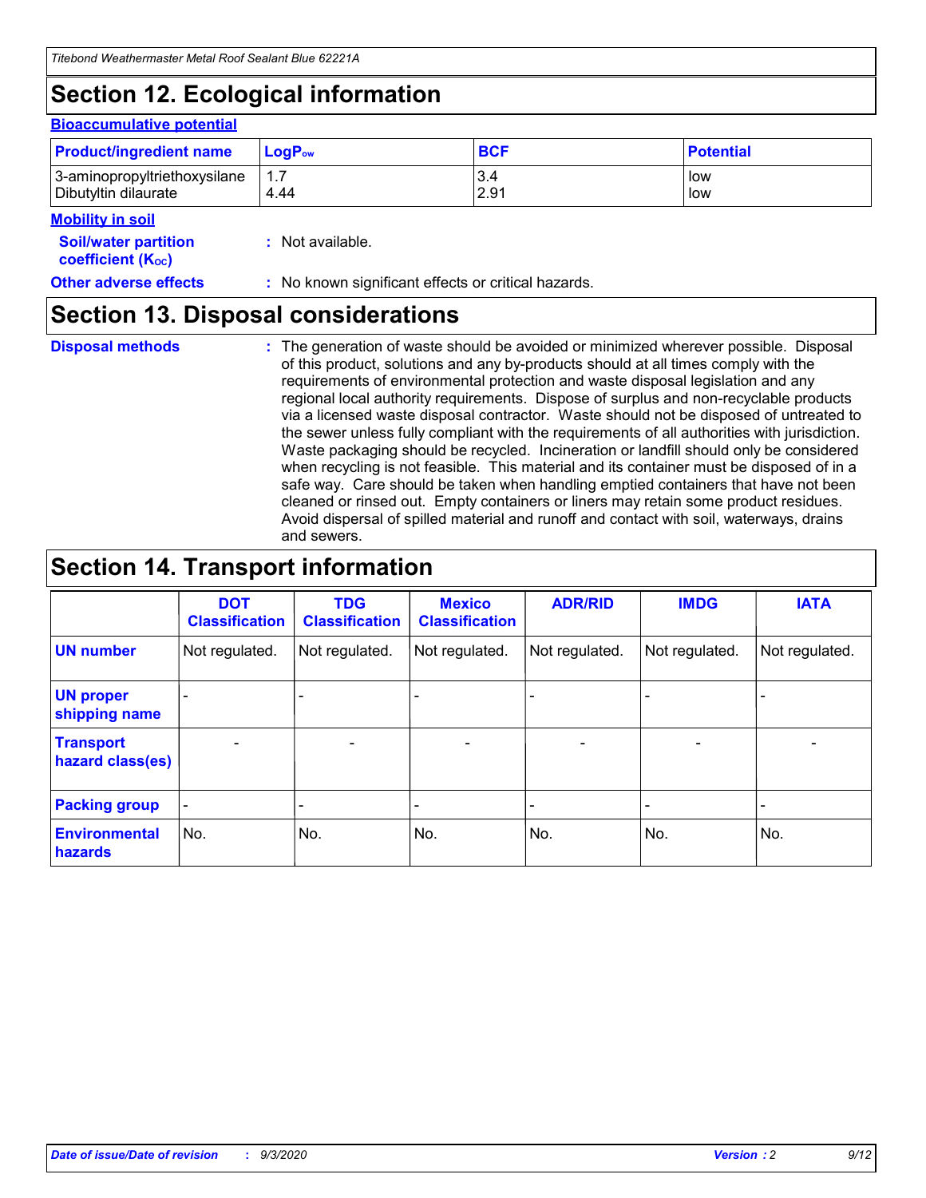## Section 12. Ecological information

### Bioaccumulative potential

| Product/ingredient name | $LogP_{ow}$ | BCF | Potential |
|---|---|---|---|
| 3-aminopropyltriethoxysilane | 1.7 | 3.4 | low |
| Dibutyltin dilaurate | 4.44 | 2.91 | low |

### Mobility in soil

**Soil/water partition coefficient ($K_{OC}$)** : Not available.

**Other adverse effects** : No known significant effects or critical hazards.

## Section 13. Disposal considerations

**Disposal methods** : The generation of waste should be avoided or minimized wherever possible. Disposal of this product, solutions and any by-products should at all times comply with the requirements of environmental protection and waste disposal legislation and any regional local authority requirements. Dispose of surplus and non-recyclable products via a licensed waste disposal contractor. Waste should not be disposed of untreated to the sewer unless fully compliant with the requirements of all authorities with jurisdiction. Waste packaging should be recycled. Incineration or landfill should only be considered when recycling is not feasible. This material and its container must be disposed of in a safe way. Care should be taken when handling emptied containers that have not been cleaned or rinsed out. Empty containers or liners may retain some product residues. Avoid dispersal of spilled material and runoff and contact with soil, waterways, drains and sewers.

## Section 14. Transport information

| | DOT Classification | TDG Classification | Mexico Classification | ADR/RID | IMDG | IATA |
|---|---|---|---|---|---|---|
| **UN number** | Not regulated. | Not regulated. | Not regulated. | Not regulated. | Not regulated. | Not regulated. |
| **UN proper shipping name** | - | - | - | - | - | - |
| **Transport hazard class(es)** | - | - | - | - | - | - |
| **Packing group** | - | - | - | - | - | - |
| **Environmental hazards** | No. | No. | No. | No. | No. | No. |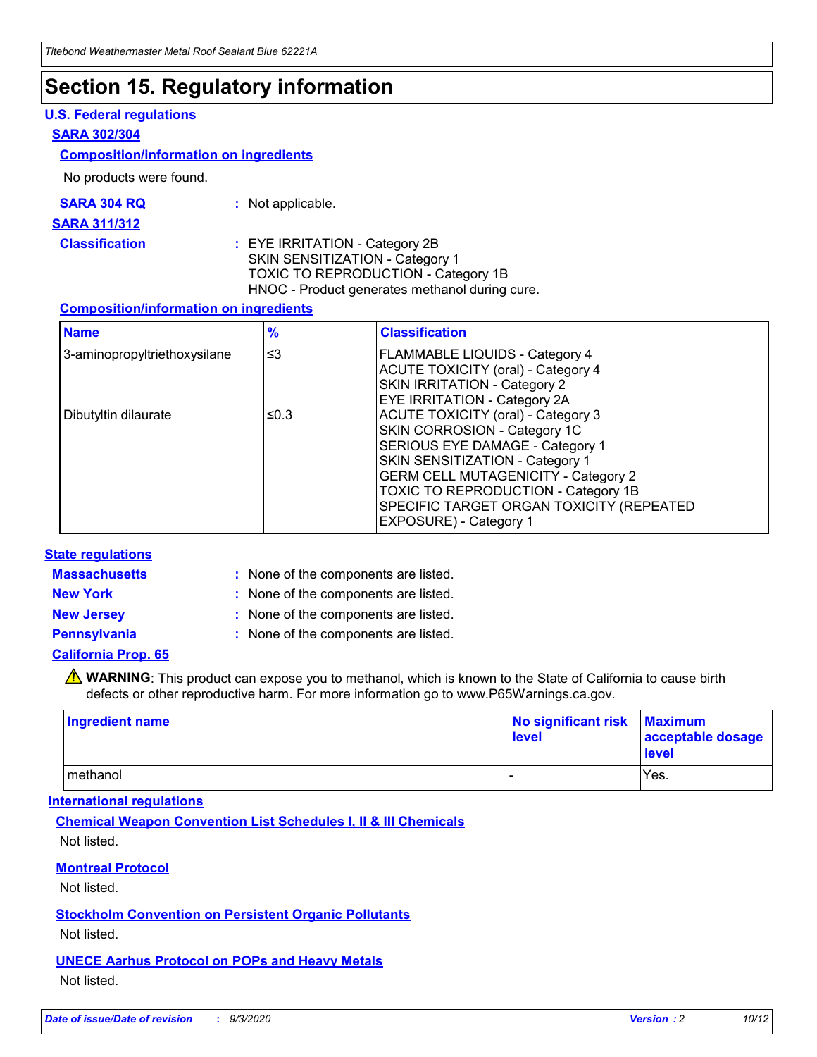# Section 15. Regulatory information

### U.S. Federal regulations

#### SARA 302/304

**Composition/information on ingredients**

No products were found.

**SARA 304 RQ** : Not applicable.

#### SARA 311/312

**Classification** : EYE IRRITATION - Category 2B
SKIN SENSITIZATION - Category 1
TOXIC TO REPRODUCTION - Category 1B
HNOC - Product generates methanol during cure.

**Composition/information on ingredients**

| Name | % | Classification |
|---|---|---|
| 3-aminopropyltriethoxysilane | ≤3 | FLAMMABLE LIQUIDS - Category 4<br>ACUTE TOXICITY (oral) - Category 4<br>SKIN IRRITATION - Category 2<br>EYE IRRITATION - Category 2A |
| Dibutyltin dilaurate | ≤0.3 | ACUTE TOXICITY (oral) - Category 3<br>SKIN CORROSION - Category 1C<br>SERIOUS EYE DAMAGE - Category 1<br>SKIN SENSITIZATION - Category 1<br>GERM CELL MUTAGENICITY - Category 2<br>TOXIC TO REPRODUCTION - Category 1B<br>SPECIFIC TARGET ORGAN TOXICITY (REPEATED EXPOSURE) - Category 1 |

### State regulations

**Massachusetts** : None of the components are listed.

**New York** : None of the components are listed.

**New Jersey** : None of the components are listed.

**Pennsylvania** : None of the components are listed.

#### California Prop. 65

⚠ **WARNING**: This product can expose you to methanol, which is known to the State of California to cause birth defects or other reproductive harm. For more information go to www.P65Warnings.ca.gov.

| Ingredient name | No significant risk level | Maximum acceptable dosage level |
|---|---|---|
| methanol | - | Yes. |

### International regulations

**Chemical Weapon Convention List Schedules I, II & III Chemicals**

Not listed.

**Montreal Protocol**

Not listed.

**Stockholm Convention on Persistent Organic Pollutants**

Not listed.

**UNECE Aarhus Protocol on POPs and Heavy Metals**

Not listed.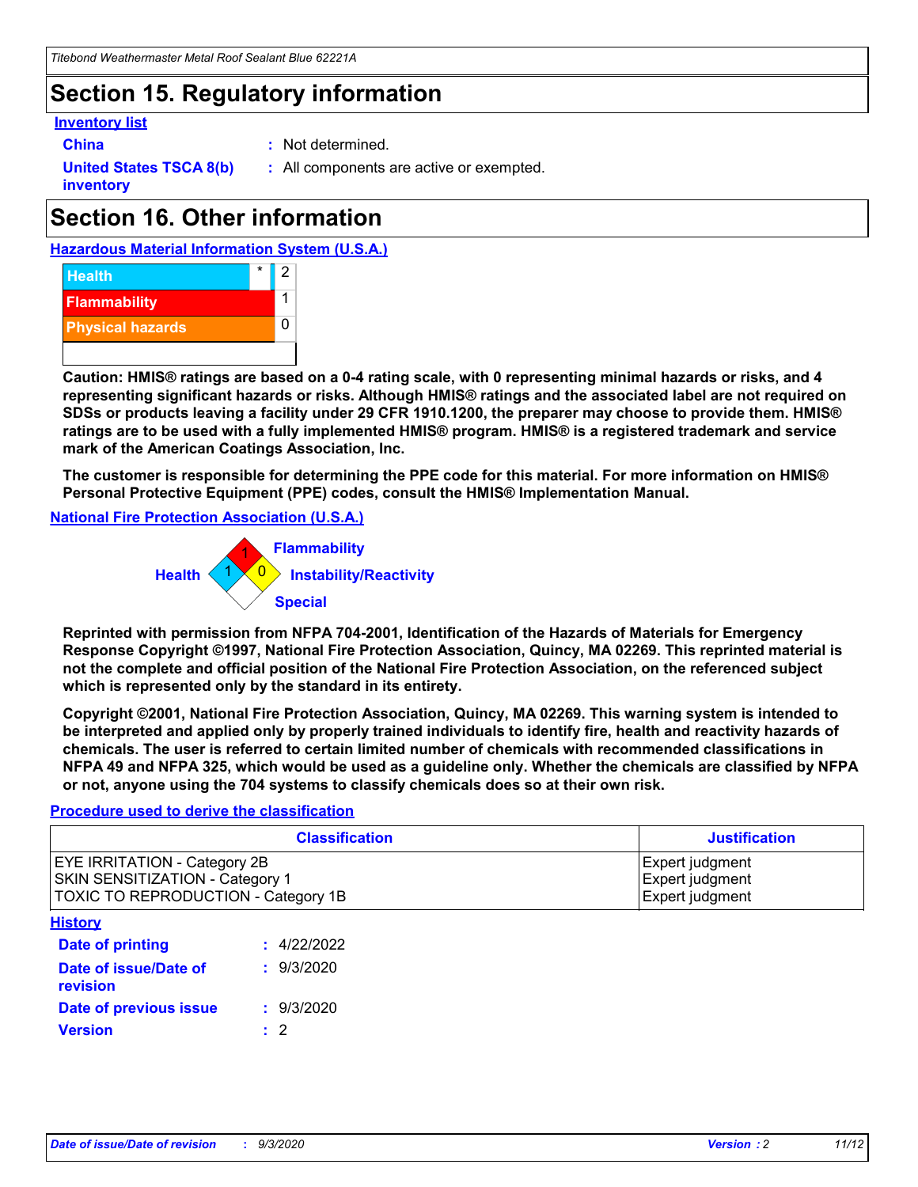## Section 15. Regulatory information

**Inventory list**

**China** : Not determined.

**United States TSCA 8(b) inventory** : All components are active or exempted.

## Section 16. Other information

**Hazardous Material Information System (U.S.A.)**

| | | |
|---|---|---|
| Health | * | 2 |
| Flammability | | 1 |
| Physical hazards | | 0 |

**Caution: HMIS® ratings are based on a 0-4 rating scale, with 0 representing minimal hazards or risks, and 4 representing significant hazards or risks. Although HMIS® ratings and the associated label are not required on SDSs or products leaving a facility under 29 CFR 1910.1200, the preparer may choose to provide them. HMIS® ratings are to be used with a fully implemented HMIS® program. HMIS® is a registered trademark and service mark of the American Coatings Association, Inc.**

**The customer is responsible for determining the PPE code for this material. For more information on HMIS® Personal Protective Equipment (PPE) codes, consult the HMIS® Implementation Manual.**

**National Fire Protection Association (U.S.A.)**

Flammability: 1
Health: 1
Instability/Reactivity: 0
Special:

**Reprinted with permission from NFPA 704-2001, Identification of the Hazards of Materials for Emergency Response Copyright ©1997, National Fire Protection Association, Quincy, MA 02269. This reprinted material is not the complete and official position of the National Fire Protection Association, on the referenced subject which is represented only by the standard in its entirety.**

**Copyright ©2001, National Fire Protection Association, Quincy, MA 02269. This warning system is intended to be interpreted and applied only by properly trained individuals to identify fire, health and reactivity hazards of chemicals. The user is referred to certain limited number of chemicals with recommended classifications in NFPA 49 and NFPA 325, which would be used as a guideline only. Whether the chemicals are classified by NFPA or not, anyone using the 704 systems to classify chemicals does so at their own risk.**

**Procedure used to derive the classification**

| Classification | Justification |
|---|---|
| EYE IRRITATION - Category 2B | Expert judgment |
| SKIN SENSITIZATION - Category 1 | Expert judgment |
| TOXIC TO REPRODUCTION - Category 1B | Expert judgment |

**History**

**Date of printing** : 4/22/2022

**Date of issue/Date of revision** : 9/3/2020

**Date of previous issue** : 9/3/2020

**Version** : 2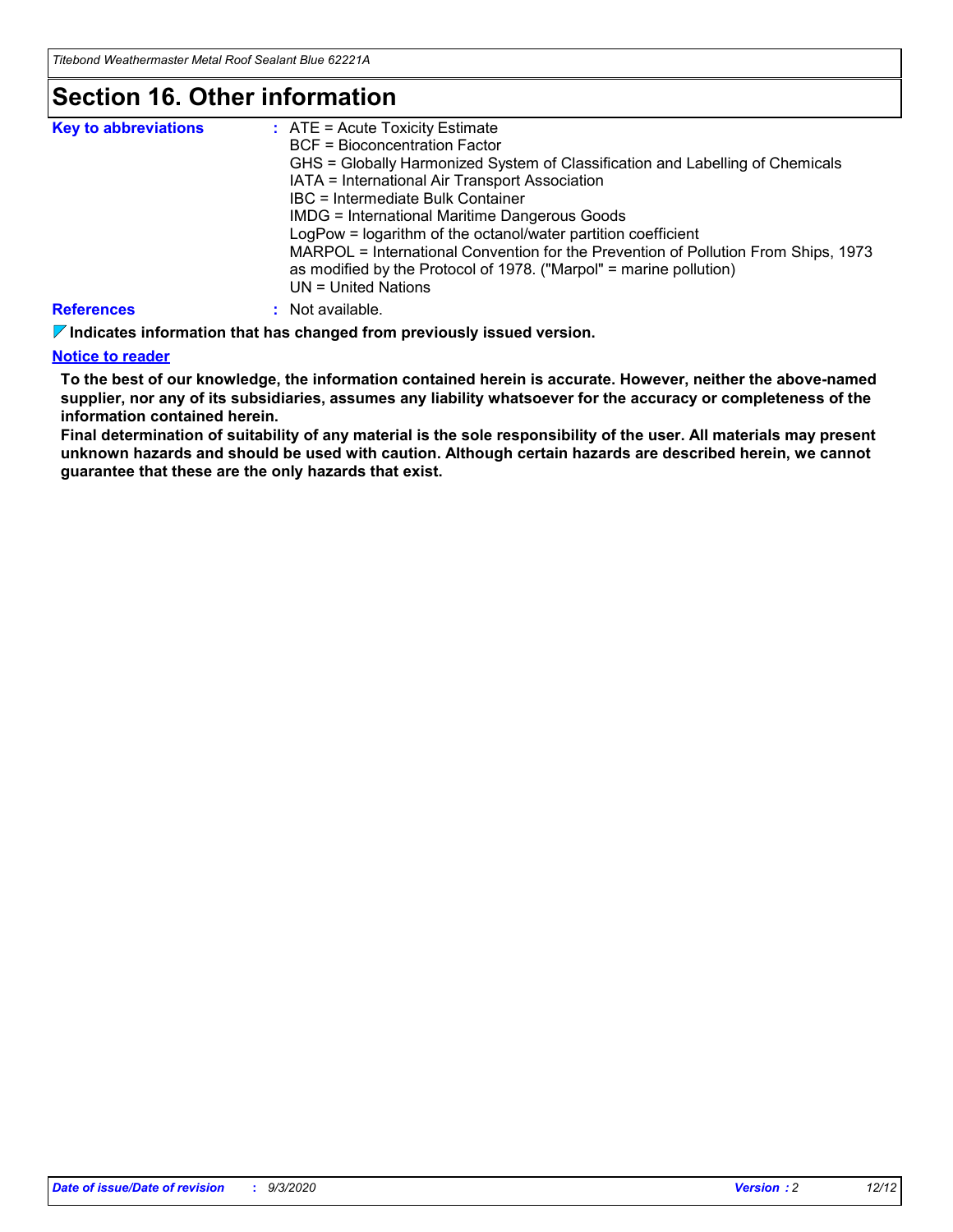# Section 16. Other information

**Key to abbreviations** : ATE = Acute Toxicity Estimate
BCF = Bioconcentration Factor
GHS = Globally Harmonized System of Classification and Labelling of Chemicals
IATA = International Air Transport Association
IBC = Intermediate Bulk Container
IMDG = International Maritime Dangerous Goods
LogPow = logarithm of the octanol/water partition coefficient
MARPOL = International Convention for the Prevention of Pollution From Ships, 1973 as modified by the Protocol of 1978. ("Marpol" = marine pollution)
UN = United Nations

**References** : Not available.

**Indicates information that has changed from previously issued version.**

**Notice to reader**

**To the best of our knowledge, the information contained herein is accurate. However, neither the above-named supplier, nor any of its subsidiaries, assumes any liability whatsoever for the accuracy or completeness of the information contained herein.**

**Final determination of suitability of any material is the sole responsibility of the user. All materials may present unknown hazards and should be used with caution. Although certain hazards are described herein, we cannot guarantee that these are the only hazards that exist.**